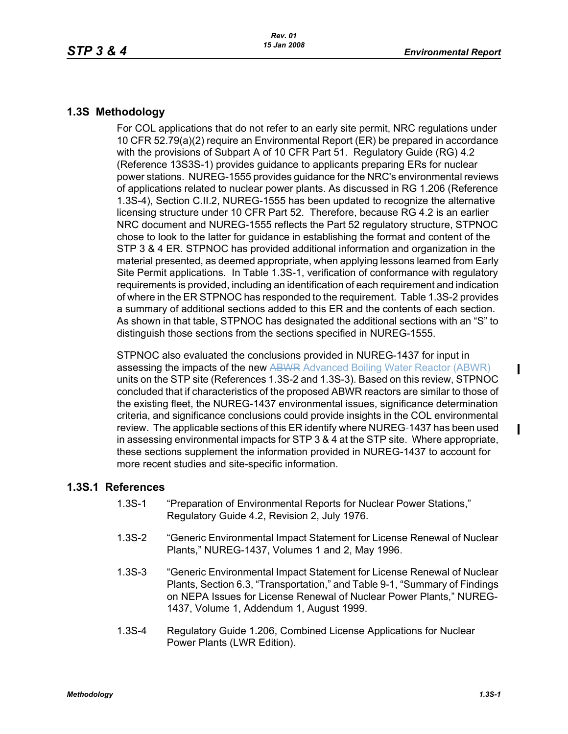## 1.3S Methodology

For COL applications that do not refer to an early site permit, NRC regulations under 10 CFR 52.79(a)(2) require an Environmental Report (ER) be prepared in accordance with the provisions of Subpart A of 10 CFR Part 51. Regulatory Guide (RG) 4.2 (Reference 13S3S-1) provides guidance to applicants preparing ERs for nuclear power stations. NUREG-1555 provides guidance for the NRC's environmental reviews of applications related to nuclear power plants. As discussed in RG 1.206 (Reference 1.3S-4), Section C.II.2, NUREG-1555 has been updated to recognize the alternative licensing structure under 10 CFR Part 52. Therefore, because RG 4.2 is an earlier NRC document and NUREG-1555 reflects the Part 52 regulatory structure, STPNOC chose to look to the latter for guidance in establishing the format and content of the STP 3 & 4 ER. STPNOC has provided additional information and organization in the material presented, as deemed appropriate, when applying lessons learned from Early Site Permit applications. In Table 1.3S-1, verification of conformance with regulatory requirements is provided, including an identification of each requirement and indication of where in the ER STPNOC has responded to the requirement. Table 1.3S-2 provides a summary of additional sections added to this ER and the contents of each section. As shown in that table, STPNOC has designated the additional sections with an "S" to distinguish those sections from the sections specified in NUREG-1555.

STPNOC also evaluated the conclusions provided in NUREG-1437 for input in assessing the impacts of the new ~~ABWR~~ Advanced Boiling Water Reactor (ABWR) units on the STP site (References 1.3S-2 and 1.3S-3). Based on this review, STPNOC concluded that if characteristics of the proposed ABWR reactors are similar to those of the existing fleet, the NUREG-1437 environmental issues, significance determination criteria, and significance conclusions could provide insights in the COL environmental review. The applicable sections of this ER identify where NUREG-1437 has been used in assessing environmental impacts for STP 3 & 4 at the STP site. Where appropriate, these sections supplement the information provided in NUREG-1437 to account for more recent studies and site-specific information.

### 1.3S.1 References

1.3S-1 "Preparation of Environmental Reports for Nuclear Power Stations," Regulatory Guide 4.2, Revision 2, July 1976.

1.3S-2 "Generic Environmental Impact Statement for License Renewal of Nuclear Plants," NUREG-1437, Volumes 1 and 2, May 1996.

1.3S-3 "Generic Environmental Impact Statement for License Renewal of Nuclear Plants, Section 6.3, "Transportation," and Table 9-1, "Summary of Findings on NEPA Issues for License Renewal of Nuclear Power Plants," NUREG-1437, Volume 1, Addendum 1, August 1999.

1.3S-4 Regulatory Guide 1.206, Combined License Applications for Nuclear Power Plants (LWR Edition).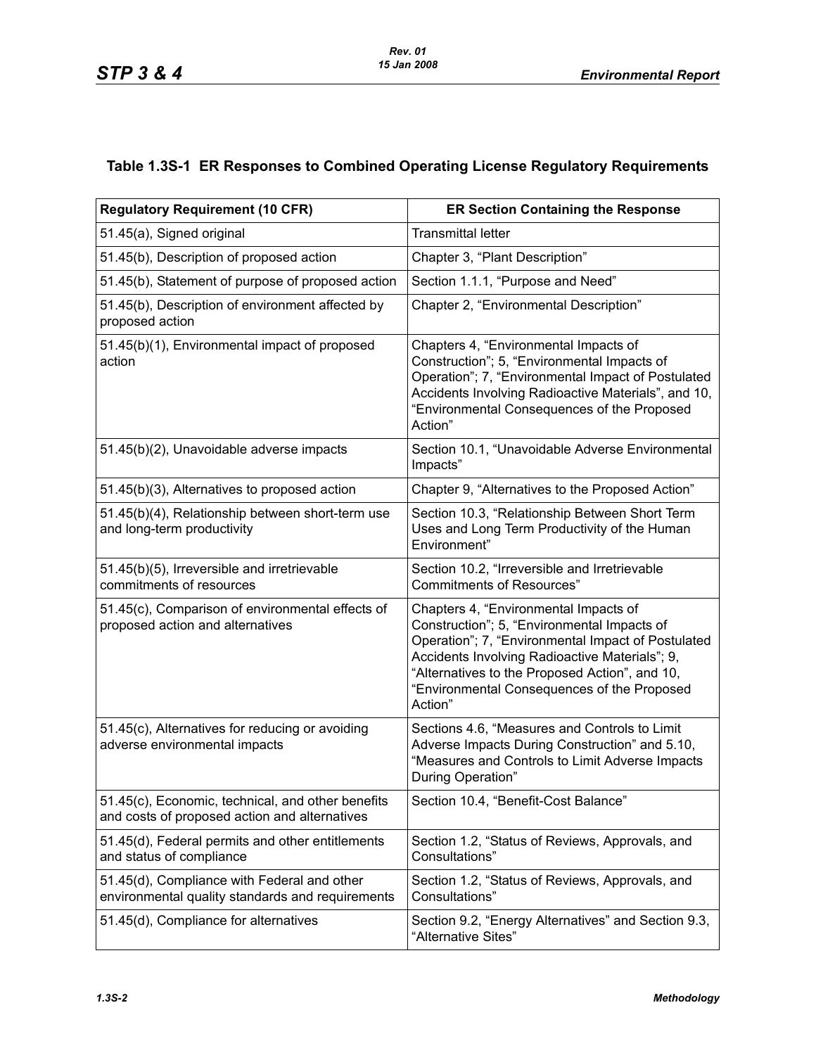### Table 1.3S-1 ER Responses to Combined Operating License Regulatory Requirements

| Regulatory Requirement (10 CFR) | ER Section Containing the Response |
|---|---|
| 51.45(a), Signed original | Transmittal letter |
| 51.45(b), Description of proposed action | Chapter 3, "Plant Description" |
| 51.45(b), Statement of purpose of proposed action | Section 1.1.1, "Purpose and Need" |
| 51.45(b), Description of environment affected by proposed action | Chapter 2, "Environmental Description" |
| 51.45(b)(1), Environmental impact of proposed action | Chapters 4, "Environmental Impacts of Construction"; 5, "Environmental Impacts of Operation"; 7, "Environmental Impact of Postulated Accidents Involving Radioactive Materials", and 10, "Environmental Consequences of the Proposed Action" |
| 51.45(b)(2), Unavoidable adverse impacts | Section 10.1, "Unavoidable Adverse Environmental Impacts" |
| 51.45(b)(3), Alternatives to proposed action | Chapter 9, "Alternatives to the Proposed Action" |
| 51.45(b)(4), Relationship between short-term use and long-term productivity | Section 10.3, "Relationship Between Short Term Uses and Long Term Productivity of the Human Environment" |
| 51.45(b)(5), Irreversible and irretrievable commitments of resources | Section 10.2, "Irreversible and Irretrievable Commitments of Resources" |
| 51.45(c), Comparison of environmental effects of proposed action and alternatives | Chapters 4, "Environmental Impacts of Construction"; 5, "Environmental Impacts of Operation"; 7, "Environmental Impact of Postulated Accidents Involving Radioactive Materials"; 9, "Alternatives to the Proposed Action", and 10, "Environmental Consequences of the Proposed Action" |
| 51.45(c), Alternatives for reducing or avoiding adverse environmental impacts | Sections 4.6, "Measures and Controls to Limit Adverse Impacts During Construction" and 5.10, "Measures and Controls to Limit Adverse Impacts During Operation" |
| 51.45(c), Economic, technical, and other benefits and costs of proposed action and alternatives | Section 10.4, "Benefit-Cost Balance" |
| 51.45(d), Federal permits and other entitlements and status of compliance | Section 1.2, "Status of Reviews, Approvals, and Consultations" |
| 51.45(d), Compliance with Federal and other environmental quality standards and requirements | Section 1.2, "Status of Reviews, Approvals, and Consultations" |
| 51.45(d), Compliance for alternatives | Section 9.2, "Energy Alternatives" and Section 9.3, "Alternative Sites" |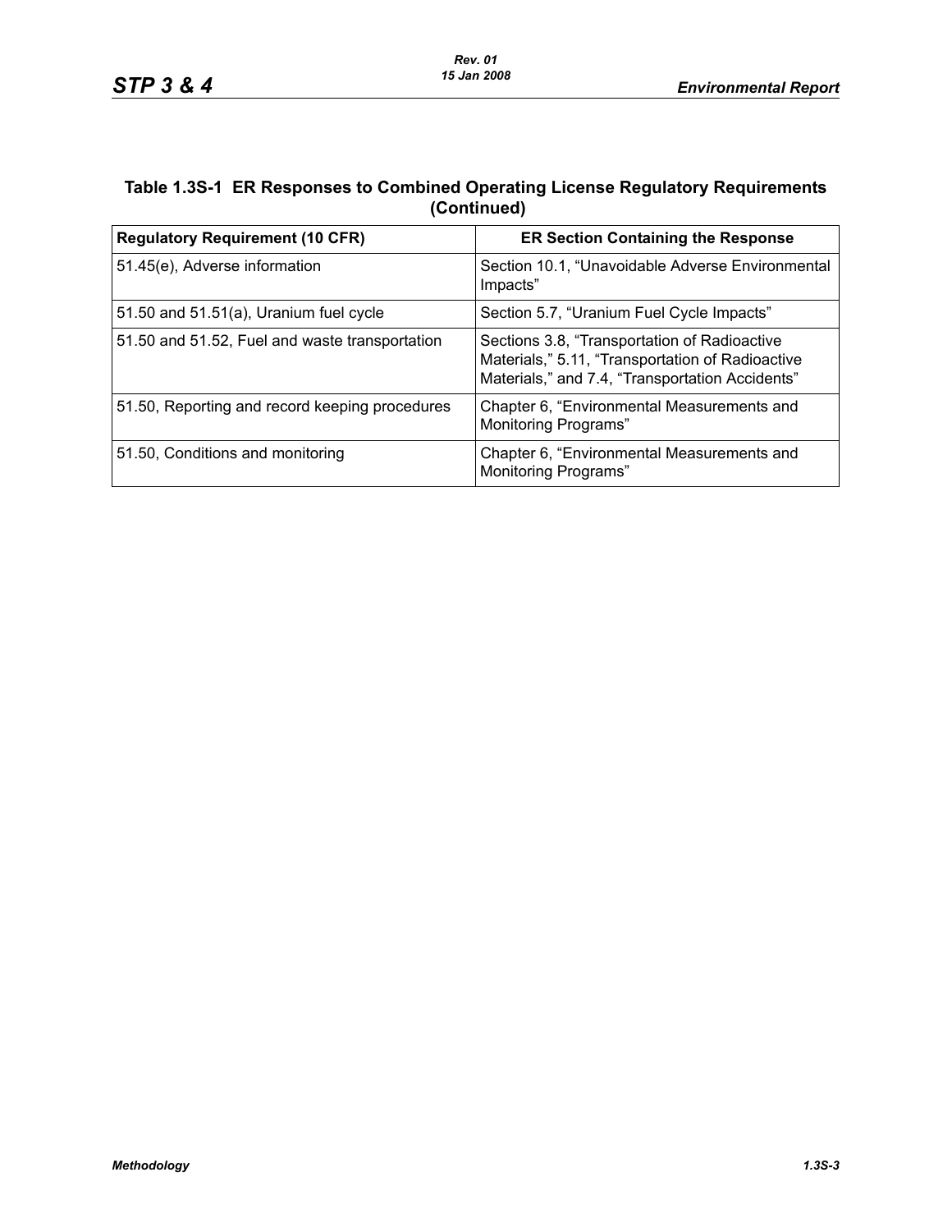### Table 1.3S-1 ER Responses to Combined Operating License Regulatory Requirements (Continued)

| Regulatory Requirement (10 CFR) | ER Section Containing the Response |
|---|---|
| 51.45(e), Adverse information | Section 10.1, “Unavoidable Adverse Environmental Impacts” |
| 51.50 and 51.51(a), Uranium fuel cycle | Section 5.7, “Uranium Fuel Cycle Impacts” |
| 51.50 and 51.52, Fuel and waste transportation | Sections 3.8, “Transportation of Radioactive Materials,” 5.11, “Transportation of Radioactive Materials,” and 7.4, “Transportation Accidents” |
| 51.50, Reporting and record keeping procedures | Chapter 6, “Environmental Measurements and Monitoring Programs” |
| 51.50, Conditions and monitoring | Chapter 6, “Environmental Measurements and Monitoring Programs” |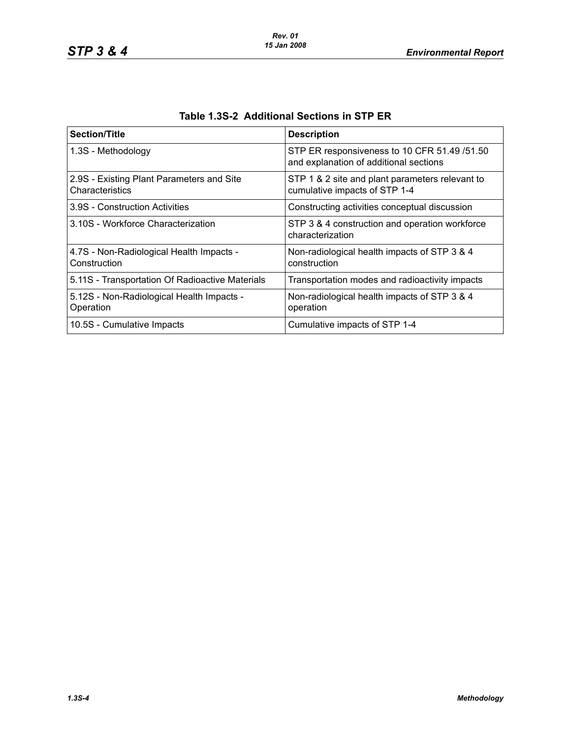**Table 1.3S-2 Additional Sections in STP ER**

| Section/Title | Description |
|---|---|
| 1.3S - Methodology | STP ER responsiveness to 10 CFR 51.49 /51.50 and explanation of additional sections |
| 2.9S - Existing Plant Parameters and Site Characteristics | STP 1 & 2 site and plant parameters relevant to cumulative impacts of STP 1-4 |
| 3.9S - Construction Activities | Constructing activities conceptual discussion |
| 3.10S - Workforce Characterization | STP 3 & 4 construction and operation workforce characterization |
| 4.7S - Non-Radiological Health Impacts - Construction | Non-radiological health impacts of STP 3 & 4 construction |
| 5.11S - Transportation Of Radioactive Materials | Transportation modes and radioactivity impacts |
| 5.12S - Non-Radiological Health Impacts - Operation | Non-radiological health impacts of STP 3 & 4 operation |
| 10.5S - Cumulative Impacts | Cumulative impacts of STP 1-4 |